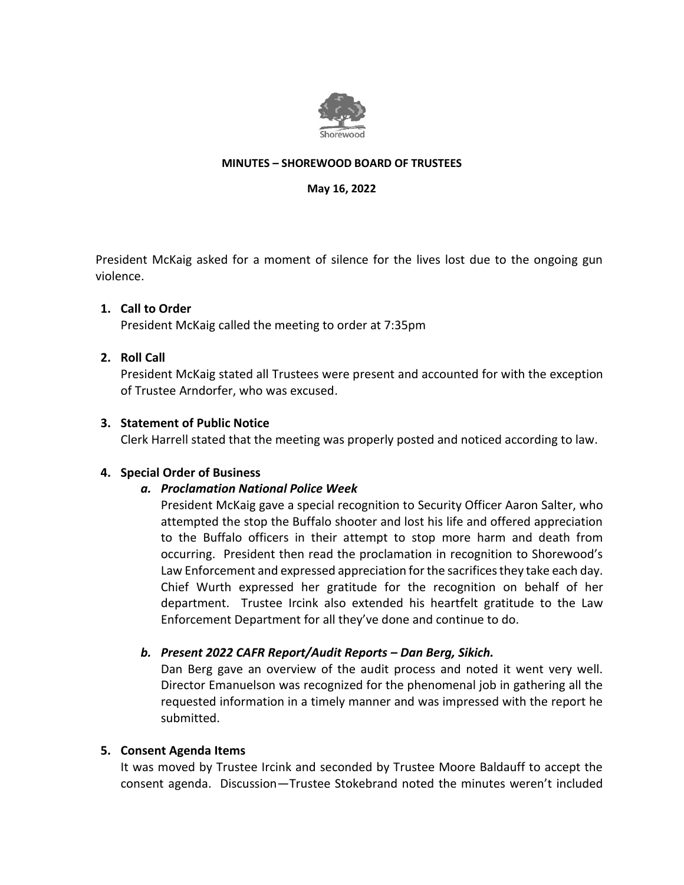Shorewood

**MINUTES – SHOREWOOD BOARD OF TRUSTEES**

**May 16, 2022**

President McKaig asked for a moment of silence for the lives lost due to the ongoing gun violence.

1. **Call to Order**
   President McKaig called the meeting to order at 7:35pm

2. **Roll Call**
   President McKaig stated all Trustees were present and accounted for with the exception of Trustee Arndorfer, who was excused.

3. **Statement of Public Notice**
   Clerk Harrell stated that the meeting was properly posted and noticed according to law.

4. **Special Order of Business**
   a. ***Proclamation National Police Week***
      President McKaig gave a special recognition to Security Officer Aaron Salter, who attempted the stop the Buffalo shooter and lost his life and offered appreciation to the Buffalo officers in their attempt to stop more harm and death from occurring. President then read the proclamation in recognition to Shorewood's Law Enforcement and expressed appreciation for the sacrifices they take each day. Chief Wurth expressed her gratitude for the recognition on behalf of her department. Trustee Ircink also extended his heartfelt gratitude to the Law Enforcement Department for all they've done and continue to do.

   b. ***Present 2022 CAFR Report/Audit Reports – Dan Berg, Sikich.***
      Dan Berg gave an overview of the audit process and noted it went very well. Director Emanuelson was recognized for the phenomenal job in gathering all the requested information in a timely manner and was impressed with the report he submitted.

5. **Consent Agenda Items**
   It was moved by Trustee Ircink and seconded by Trustee Moore Baldauff to accept the consent agenda. Discussion—Trustee Stokebrand noted the minutes weren't included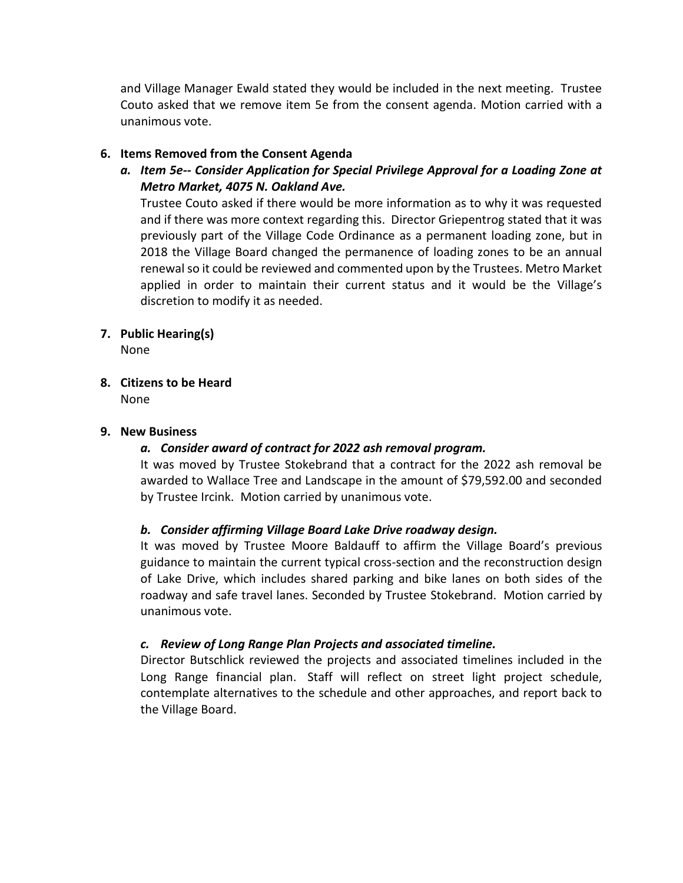and Village Manager Ewald stated they would be included in the next meeting. Trustee Couto asked that we remove item 5e from the consent agenda. Motion carried with a unanimous vote.

**6. Items Removed from the Consent Agenda**

***a. Item 5e-- Consider Application for Special Privilege Approval for a Loading Zone at Metro Market, 4075 N. Oakland Ave.***

Trustee Couto asked if there would be more information as to why it was requested and if there was more context regarding this. Director Griepentrog stated that it was previously part of the Village Code Ordinance as a permanent loading zone, but in 2018 the Village Board changed the permanence of loading zones to be an annual renewal so it could be reviewed and commented upon by the Trustees. Metro Market applied in order to maintain their current status and it would be the Village's discretion to modify it as needed.

**7. Public Hearing(s)**

None

**8. Citizens to be Heard**

None

**9. New Business**

***a. Consider award of contract for 2022 ash removal program.***

It was moved by Trustee Stokebrand that a contract for the 2022 ash removal be awarded to Wallace Tree and Landscape in the amount of $79,592.00 and seconded by Trustee Ircink. Motion carried by unanimous vote.

***b. Consider affirming Village Board Lake Drive roadway design.***

It was moved by Trustee Moore Baldauff to affirm the Village Board's previous guidance to maintain the current typical cross-section and the reconstruction design of Lake Drive, which includes shared parking and bike lanes on both sides of the roadway and safe travel lanes. Seconded by Trustee Stokebrand. Motion carried by unanimous vote.

***c. Review of Long Range Plan Projects and associated timeline.***

Director Butschlick reviewed the projects and associated timelines included in the Long Range financial plan. Staff will reflect on street light project schedule, contemplate alternatives to the schedule and other approaches, and report back to the Village Board.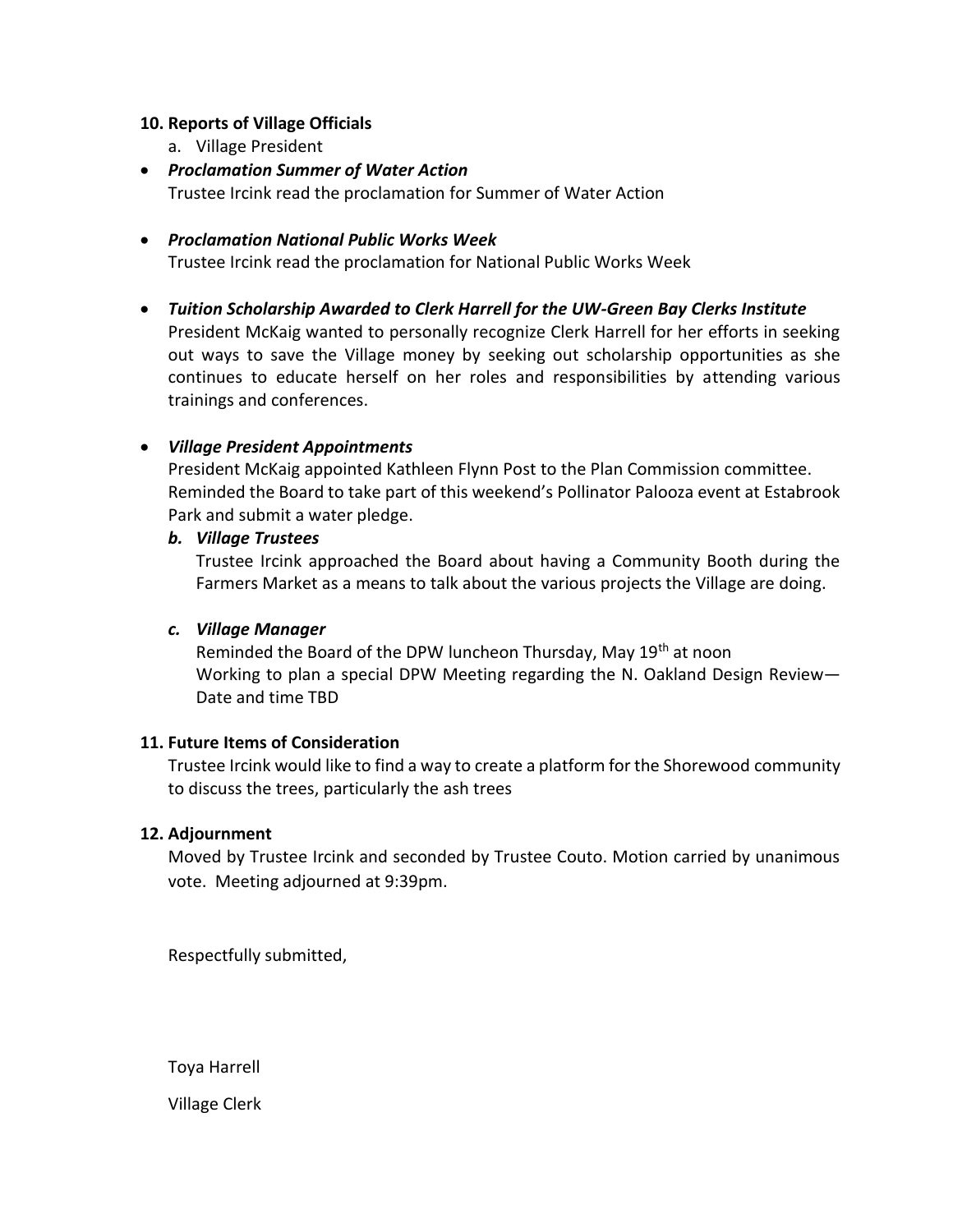**10. Reports of Village Officials**

a. Village President

- ***Proclamation Summer of Water Action***
  Trustee Ircink read the proclamation for Summer of Water Action

- ***Proclamation National Public Works Week***
  Trustee Ircink read the proclamation for National Public Works Week

- ***Tuition Scholarship Awarded to Clerk Harrell for the UW-Green Bay Clerks Institute***
  President McKaig wanted to personally recognize Clerk Harrell for her efforts in seeking out ways to save the Village money by seeking out scholarship opportunities as she continues to educate herself on her roles and responsibilities by attending various trainings and conferences.

- ***Village President Appointments***
  President McKaig appointed Kathleen Flynn Post to the Plan Commission committee. Reminded the Board to take part of this weekend's Pollinator Palooza event at Estabrook Park and submit a water pledge.

***b. Village Trustees***

Trustee Ircink approached the Board about having a Community Booth during the Farmers Market as a means to talk about the various projects the Village are doing.

***c. Village Manager***

Reminded the Board of the DPW luncheon Thursday, May 19th at noon
Working to plan a special DPW Meeting regarding the N. Oakland Design Review—Date and time TBD

**11. Future Items of Consideration**

Trustee Ircink would like to find a way to create a platform for the Shorewood community to discuss the trees, particularly the ash trees

**12. Adjournment**

Moved by Trustee Ircink and seconded by Trustee Couto. Motion carried by unanimous vote. Meeting adjourned at 9:39pm.

Respectfully submitted,

Toya Harrell

Village Clerk